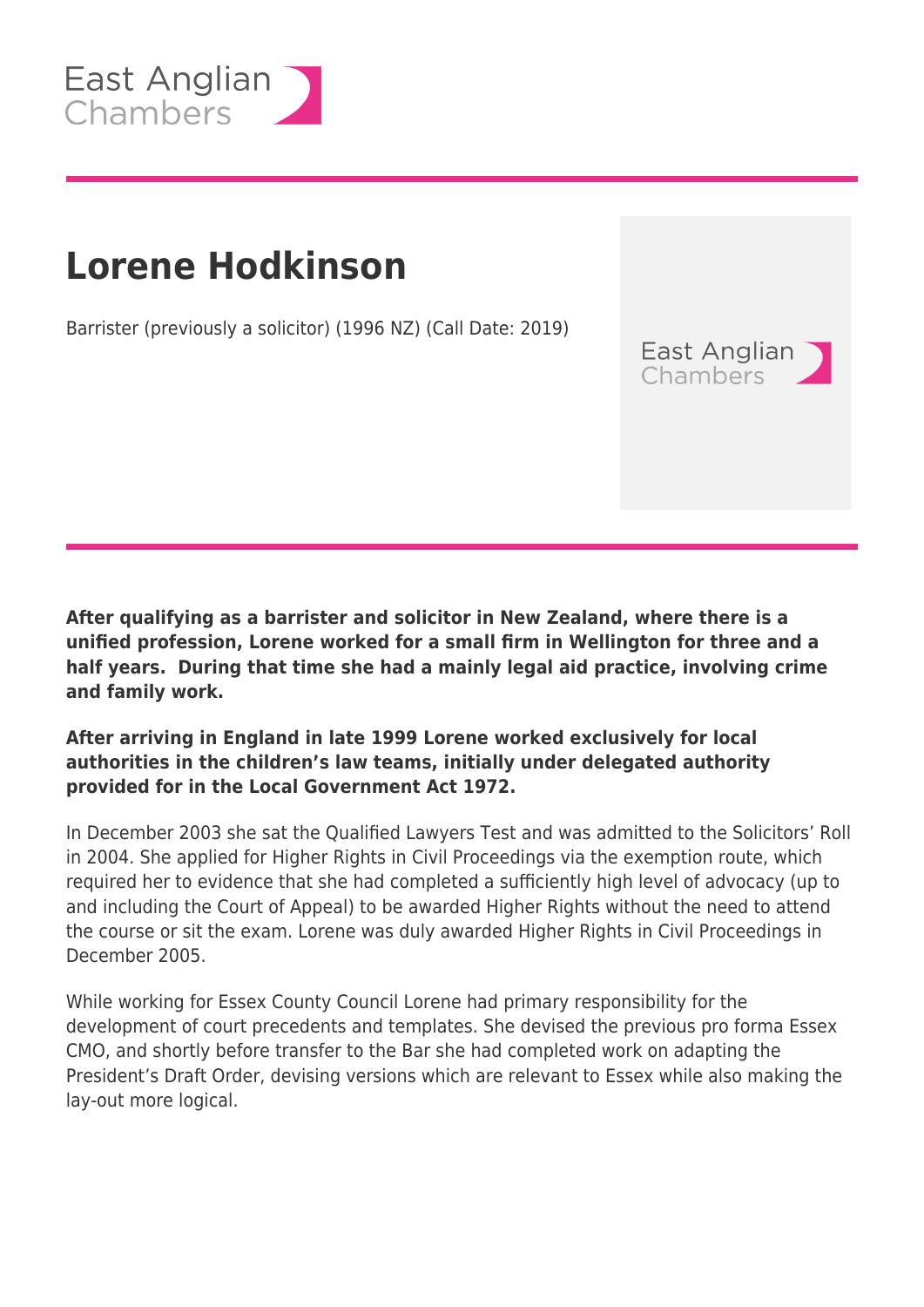# Lorene Hodkinson

Barrister (previously a solicitor) (1996 NZ) (Call Date: 2019)

**After qualifying as a barrister and solicitor in New Zealand, where there is a unified profession, Lorene worked for a small firm in Wellington for three and a half years. During that time she had a mainly legal aid practice, involving crime and family work.**

**After arriving in England in late 1999 Lorene worked exclusively for local authorities in the children's law teams, initially under delegated authority provided for in the Local Government Act 1972.**

In December 2003 she sat the Qualified Lawyers Test and was admitted to the Solicitors' Roll in 2004. She applied for Higher Rights in Civil Proceedings via the exemption route, which required her to evidence that she had completed a sufficiently high level of advocacy (up to and including the Court of Appeal) to be awarded Higher Rights without the need to attend the course or sit the exam. Lorene was duly awarded Higher Rights in Civil Proceedings in December 2005.

While working for Essex County Council Lorene had primary responsibility for the development of court precedents and templates. She devised the previous pro forma Essex CMO, and shortly before transfer to the Bar she had completed work on adapting the President's Draft Order, devising versions which are relevant to Essex while also making the lay-out more logical.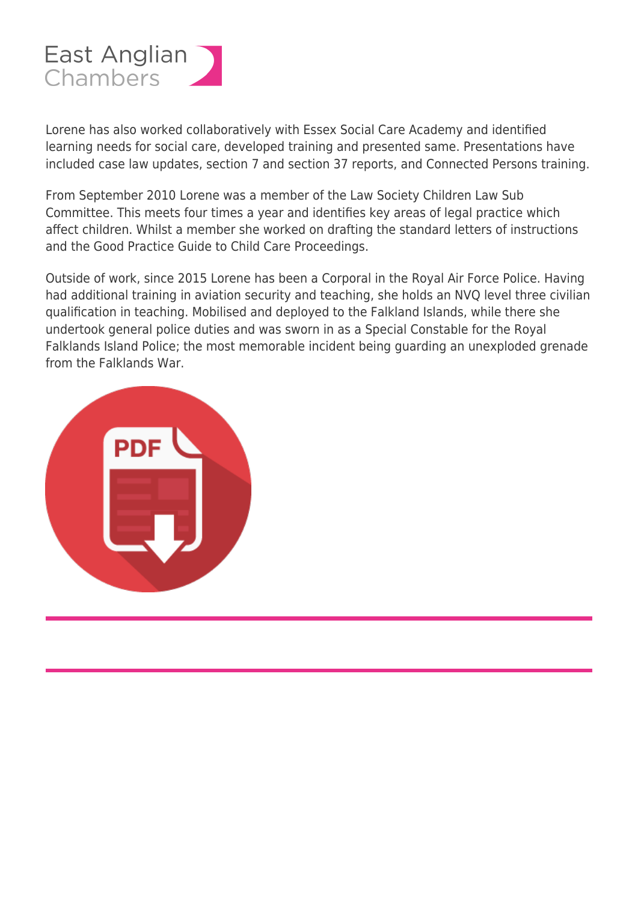Lorene has also worked collaboratively with Essex Social Care Academy and identified learning needs for social care, developed training and presented same. Presentations have included case law updates, section 7 and section 37 reports, and Connected Persons training.

From September 2010 Lorene was a member of the Law Society Children Law Sub Committee. This meets four times a year and identifies key areas of legal practice which affect children. Whilst a member she worked on drafting the standard letters of instructions and the Good Practice Guide to Child Care Proceedings.

Outside of work, since 2015 Lorene has been a Corporal in the Royal Air Force Police. Having had additional training in aviation security and teaching, she holds an NVQ level three civilian qualification in teaching. Mobilised and deployed to the Falkland Islands, while there she undertook general police duties and was sworn in as a Special Constable for the Royal Falklands Island Police; the most memorable incident being guarding an unexploded grenade from the Falklands War.